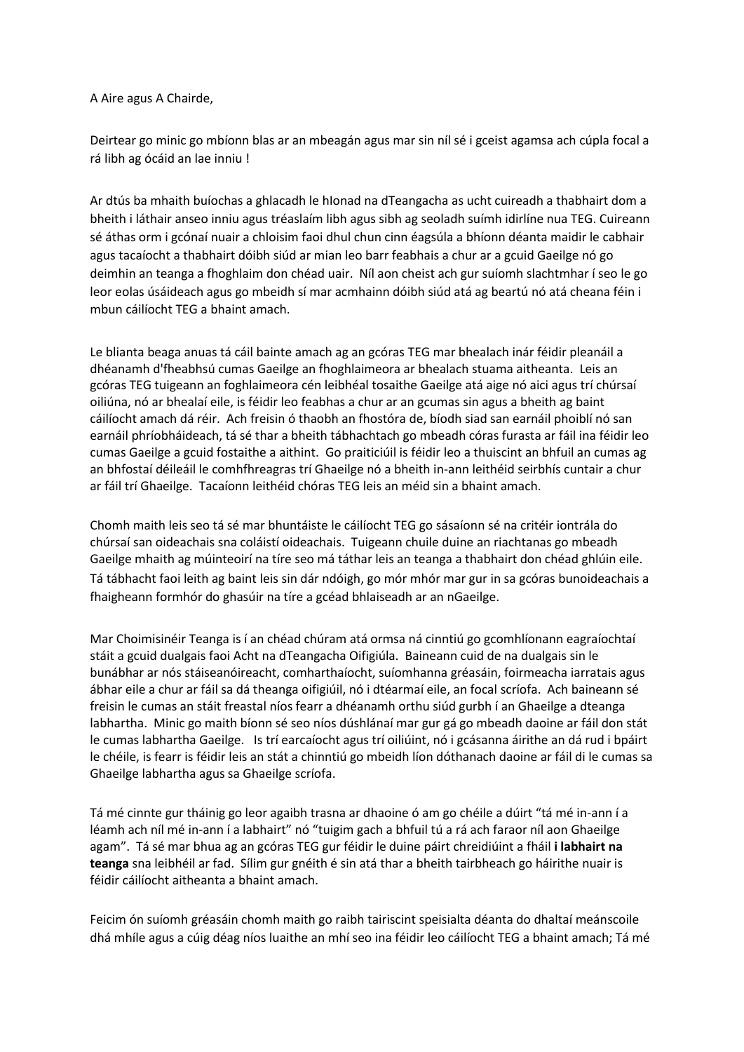A Aire agus A Chairde,

Deirtear go minic go mbíonn blas ar an mbeagán agus mar sin níl sé i gceist agamsa ach cúpla focal a rá libh ag ócáid an lae inniu !

Ar dtús ba mhaith buíochas a ghlacadh le hIonad na dTeangacha as ucht cuireadh a thabhairt dom a bheith i láthair anseo inniu agus tréaslaím libh agus sibh ag seoladh suímh idirlíne nua TEG. Cuireann sé áthas orm i gcónaí nuair a chloisim faoi dhul chun cinn éagsúla a bhíonn déanta maidir le cabhair agus tacaíocht a thabhairt dóibh siúd ar mian leo barr feabhais a chur ar a gcuid Gaeilge nó go deimhin an teanga a fhoghlaim don chéad uair. Níl aon cheist ach gur suíomh slachtmhar í seo le go leor eolas úsáideach agus go mbeidh sí mar acmhainn dóibh siúd atá ag beartú nó atá cheana féin i mbun cáilíocht TEG a bhaint amach.

Le blianta beaga anuas tá cáil bainte amach ag an gcóras TEG mar bhealach inár féidir pleanáil a dhéanamh d'fheabhsú cumas Gaeilge an fhoghlaimeora ar bhealach stuama aitheanta. Leis an gcóras TEG tuigeann an foghlaimeora cén leibhéal tosaithe Gaeilge atá aige nó aici agus trí chúrsaí oiliúna, nó ar bhealaí eile, is féidir leo feabhas a chur ar an gcumas sin agus a bheith ag baint cáilíocht amach dá réir. Ach freisin ó thaobh an fhostóra de, bíodh siad san earnáil phoiblí nó san earnáil phríobháideach, tá sé thar a bheith tábhachtach go mbeadh córas furasta ar fáil ina féidir leo cumas Gaeilge a gcuid fostaithe a aithint. Go praiticiúil is féidir leo a thuiscint an bhfuil an cumas ag an bhfostaí déileáil le comhfhreagras trí Ghaeilge nó a bheith in-ann leithéid seirbhís cuntair a chur ar fáil trí Ghaeilge. Tacaíonn leithéid chóras TEG leis an méid sin a bhaint amach.

Chomh maith leis seo tá sé mar bhuntáiste le cáilíocht TEG go sásaíonn sé na critéir iontrála do chúrsaí san oideachais sna coláistí oideachais. Tuigeann chuile duine an riachtanas go mbeadh Gaeilge mhaith ag múinteoirí na tíre seo má táthar leis an teanga a thabhairt don chéad ghlúin eile. Tá tábhacht faoi leith ag baint leis sin dár ndóigh, go mór mhór mar gur in sa gcóras bunoideachais a fhaigheann formhór do ghasúir na tíre a gcéad bhlaiseadh ar an nGaeilge.

Mar Choimisinéir Teanga is í an chéad chúram atá ormsa ná cinntiú go gcomhlíonann eagraíochtaí stáit a gcuid dualgais faoi Acht na dTeangacha Oifigiúla. Baineann cuid de na dualgais sin le bunábhar ar nós stáiseanóireacht, comharthaíocht, suíomhanna gréasáin, foirmeacha iarratais agus ábhar eile a chur ar fáil sa dá theanga oifigiúil, nó i dtéarmaí eile, an focal scríofa. Ach baineann sé freisin le cumas an stáit freastal níos fearr a dhéanamh orthu siúd gurbh í an Ghaeilge a dteanga labhartha. Minic go maith bíonn sé seo níos dúshlánaí mar gur gá go mbeadh daoine ar fáil don stát le cumas labhartha Gaeilge. Is trí earcaíocht agus trí oiliúint, nó i gcásanna áirithe an dá rud i bpáirt le chéile, is fearr is féidir leis an stát a chinntiú go mbeidh líon dóthanach daoine ar fáil di le cumas sa Ghaeilge labhartha agus sa Ghaeilge scríofa.

Tá mé cinnte gur tháinig go leor agaibh trasna ar dhaoine ó am go chéile a dúirt "tá mé in-ann í a léamh ach níl mé in-ann í a labhairt" nó "tuigim gach a bhfuil tú a rá ach faraor níl aon Ghaeilge agam". Tá sé mar bhua ag an gcóras TEG gur féidir le duine páirt chreidiúint a fháil **i labhairt na teanga** sna leibhéil ar fad. Sílim gur gnéith é sin atá thar a bheith tairbheach go háirithe nuair is féidir cáilíocht aitheanta a bhaint amach.

Feicim ón suíomh gréasáin chomh maith go raibh tairiscint speisialta déanta do dhaltaí meánscoile dhá mhíle agus a cúig déag níos luaithe an mhí seo ina féidir leo cáilíocht TEG a bhaint amach; Tá mé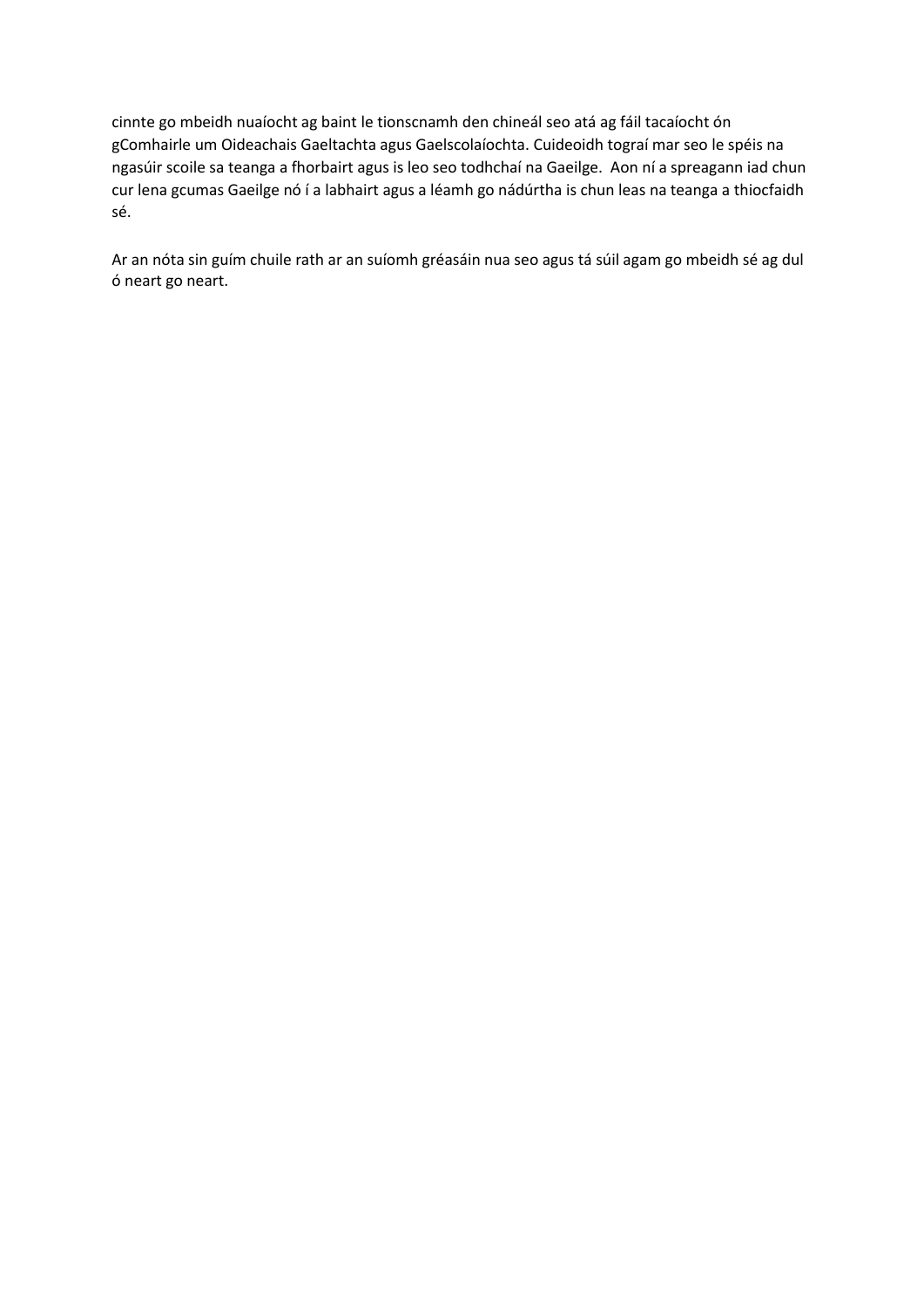cinnte go mbeidh nuaíocht ag baint le tionscnamh den chineál seo atá ag fáil tacaíocht ón gComhairle um Oideachais Gaeltachta agus Gaelscolaíochta. Cuideoidh tograí mar seo le spéis na ngasúir scoile sa teanga a fhorbairt agus is leo seo todhchaí na Gaeilge.  Aon ní a spreagann iad chun cur lena gcumas Gaeilge nó í a labhairt agus a léamh go nádúrtha is chun leas na teanga a thiocfaidh sé.

Ar an nóta sin guím chuile rath ar an suíomh gréasáin nua seo agus tá súil agam go mbeidh sé ag dul ó neart go neart.